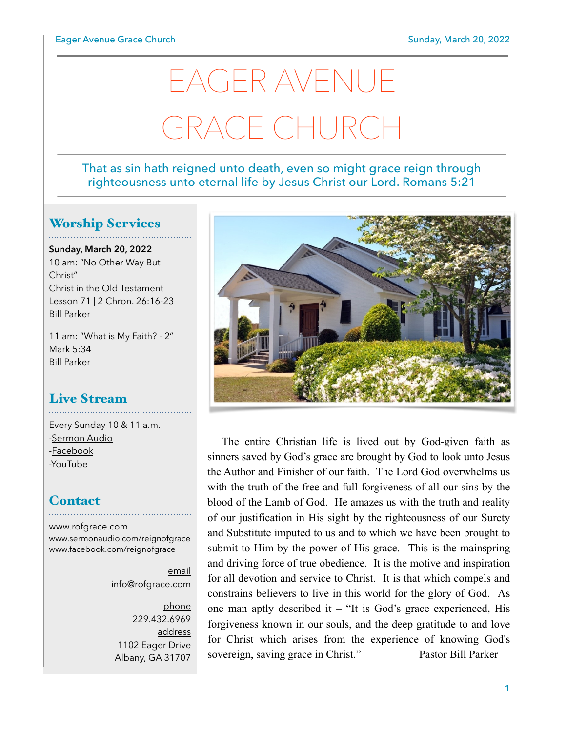# EAGER AVENUE GRACE CHURCH

That as sin hath reigned unto death, even so might grace reign through righteousness unto eternal life by Jesus Christ our Lord. Romans 5:21

## Worship Services

**Sunday, March 20, 2022**
10 am: "No Other Way But Christ"
Christ in the Old Testament
Lesson 71 | 2 Chron. 26:16-23
Bill Parker

11 am: "What is My Faith? - 2"
Mark 5:34
Bill Parker

## Live Stream

Every Sunday 10 & 11 a.m.
-Sermon Audio
-Facebook
-YouTube

## Contact

www.rofgrace.com
www.sermonaudio.com/reignofgrace
www.facebook.com/reignofgrace

email
info@rofgrace.com

phone
229.432.6969

address
1102 Eager Drive
Albany, GA 31707

The entire Christian life is lived out by God-given faith as sinners saved by God's grace are brought by God to look unto Jesus the Author and Finisher of our faith. The Lord God overwhelms us with the truth of the free and full forgiveness of all our sins by the blood of the Lamb of God. He amazes us with the truth and reality of our justification in His sight by the righteousness of our Surety and Substitute imputed to us and to which we have been brought to submit to Him by the power of His grace. This is the mainspring and driving force of true obedience. It is the motive and inspiration for all devotion and service to Christ. It is that which compels and constrains believers to live in this world for the glory of God. As one man aptly described it – "It is God's grace experienced, His forgiveness known in our souls, and the deep gratitude to and love for Christ which arises from the experience of knowing God's sovereign, saving grace in Christ." —Pastor Bill Parker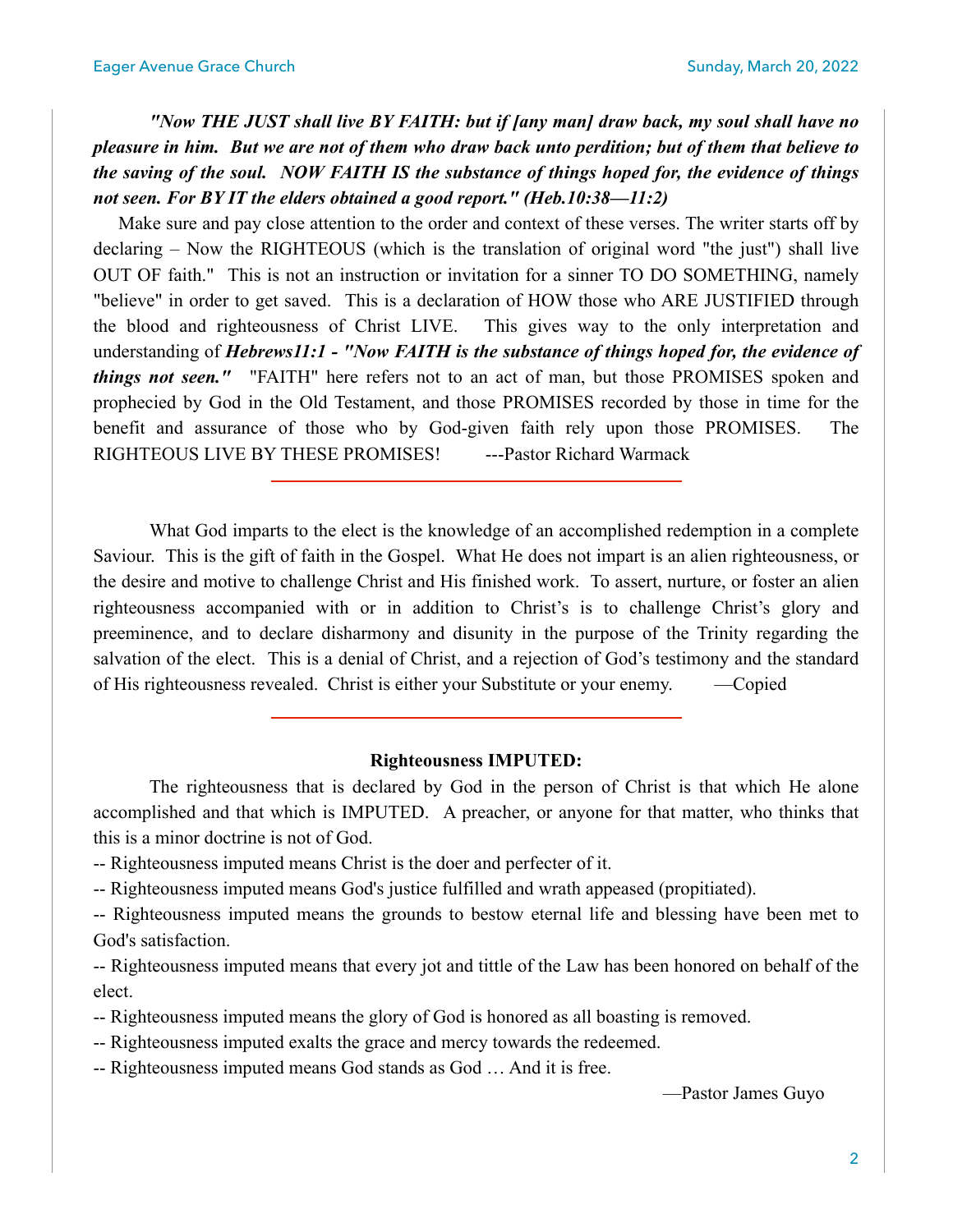***"Now THE JUST shall live BY FAITH: but if [any man] draw back, my soul shall have no pleasure in him. But we are not of them who draw back unto perdition; but of them that believe to the saving of the soul. NOW FAITH IS the substance of things hoped for, the evidence of things not seen. For BY IT the elders obtained a good report." (Heb.10:38—11:2)***

Make sure and pay close attention to the order and context of these verses. The writer starts off by declaring – Now the RIGHTEOUS (which is the translation of original word "the just") shall live OUT OF faith." This is not an instruction or invitation for a sinner TO DO SOMETHING, namely "believe" in order to get saved. This is a declaration of HOW those who ARE JUSTIFIED through the blood and righteousness of Christ LIVE. This gives way to the only interpretation and understanding of ***Hebrews11:1 - "Now FAITH is the substance of things hoped for, the evidence of things not seen."*** "FAITH" here refers not to an act of man, but those PROMISES spoken and prophecied by God in the Old Testament, and those PROMISES recorded by those in time for the benefit and assurance of those who by God-given faith rely upon those PROMISES. The RIGHTEOUS LIVE BY THESE PROMISES! ---Pastor Richard Warmack

---

What God imparts to the elect is the knowledge of an accomplished redemption in a complete Saviour. This is the gift of faith in the Gospel. What He does not impart is an alien righteousness, or the desire and motive to challenge Christ and His finished work. To assert, nurture, or foster an alien righteousness accompanied with or in addition to Christ's is to challenge Christ's glory and preeminence, and to declare disharmony and disunity in the purpose of the Trinity regarding the salvation of the elect. This is a denial of Christ, and a rejection of God's testimony and the standard of His righteousness revealed. Christ is either your Substitute or your enemy. —Copied

---

**Righteousness IMPUTED:**

The righteousness that is declared by God in the person of Christ is that which He alone accomplished and that which is IMPUTED. A preacher, or anyone for that matter, who thinks that this is a minor doctrine is not of God.

-- Righteousness imputed means Christ is the doer and perfecter of it.

-- Righteousness imputed means God's justice fulfilled and wrath appeased (propitiated).

-- Righteousness imputed means the grounds to bestow eternal life and blessing have been met to God's satisfaction.

-- Righteousness imputed means that every jot and tittle of the Law has been honored on behalf of the elect.

-- Righteousness imputed means the glory of God is honored as all boasting is removed.

-- Righteousness imputed exalts the grace and mercy towards the redeemed.

-- Righteousness imputed means God stands as God … And it is free.

—Pastor James Guyo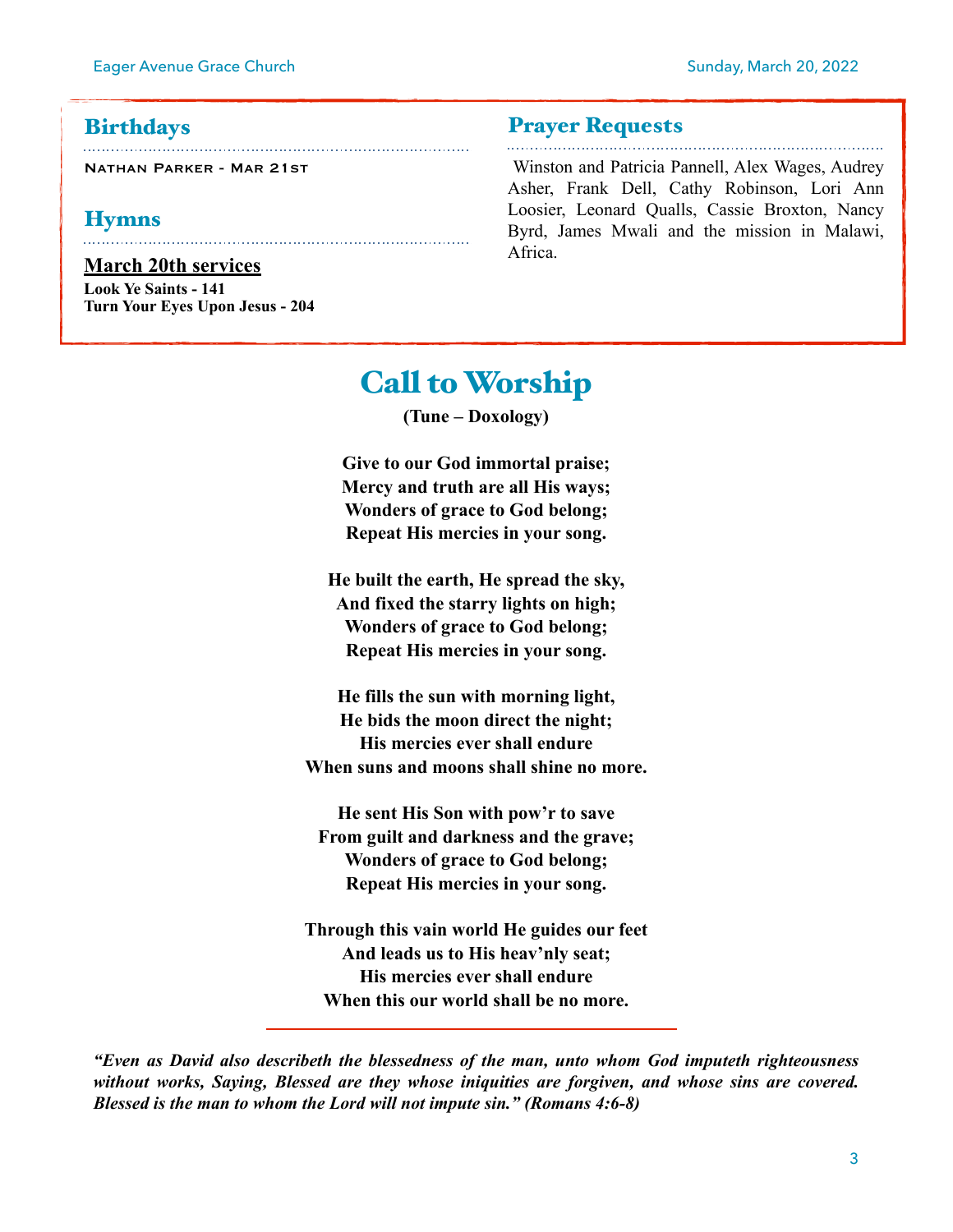## Birthdays

Nathan Parker - Mar 21st

## Hymns

**March 20th services**

**Look Ye Saints - 141**
**Turn Your Eyes Upon Jesus - 204**

## Prayer Requests

Winston and Patricia Pannell, Alex Wages, Audrey Asher, Frank Dell, Cathy Robinson, Lori Ann Loosier, Leonard Qualls, Cassie Broxton, Nancy Byrd, James Mwali and the mission in Malawi, Africa.

# Call to Worship

**(Tune – Doxology)**

**Give to our God immortal praise;**
**Mercy and truth are all His ways;**
**Wonders of grace to God belong;**
**Repeat His mercies in your song.**

**He built the earth, He spread the sky,**
**And fixed the starry lights on high;**
**Wonders of grace to God belong;**
**Repeat His mercies in your song.**

**He fills the sun with morning light,**
**He bids the moon direct the night;**
**His mercies ever shall endure**
**When suns and moons shall shine no more.**

**He sent His Son with pow'r to save**
**From guilt and darkness and the grave;**
**Wonders of grace to God belong;**
**Repeat His mercies in your song.**

**Through this vain world He guides our feet**
**And leads us to His heav'nly seat;**
**His mercies ever shall endure**
**When this our world shall be no more.**

***"Even as David also describeth the blessedness of the man, unto whom God imputeth righteousness without works, Saying, Blessed are they whose iniquities are forgiven, and whose sins are covered. Blessed is the man to whom the Lord will not impute sin." (Romans 4:6-8)***